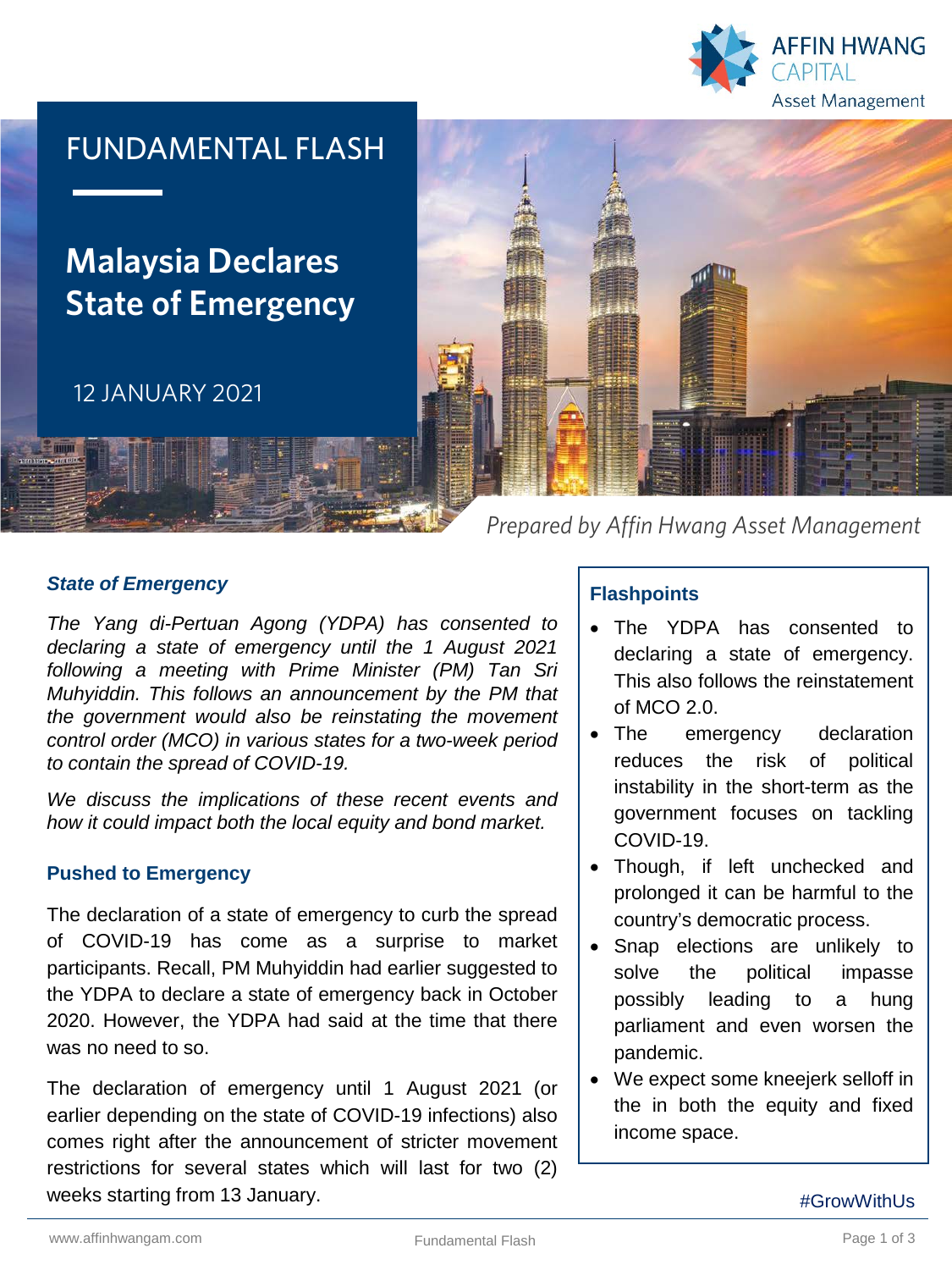# FUNDAMENTAL FLASH

## Malaysia Declares State of Emergency

12 JANUARY 2021

*Prepared by Affin Hwang Asset Management*

### *State of Emergency*

*The Yang di-Pertuan Agong (YDPA) has consented to declaring a state of emergency until the 1 August 2021 following a meeting with Prime Minister (PM) Tan Sri Muhyiddin. This follows an announcement by the PM that the government would also be reinstating the movement control order (MCO) in various states for a two-week period to contain the spread of COVID-19.*

*We discuss the implications of these recent events and how it could impact both the local equity and bond market.*

### Flashpoints

- The YDPA has consented to declaring a state of emergency. This also follows the reinstatement of MCO 2.0.
- The emergency declaration reduces the risk of political instability in the short-term as the government focuses on tackling COVID-19.
- Though, if left unchecked and prolonged it can be harmful to the country's democratic process.
- Snap elections are unlikely to solve the political impasse possibly leading to a hung parliament and even worsen the pandemic.
- We expect some kneejerk selloff in the in both the equity and fixed income space.

### Pushed to Emergency

The declaration of a state of emergency to curb the spread of COVID-19 has come as a surprise to market participants. Recall, PM Muhyiddin had earlier suggested to the YDPA to declare a state of emergency back in October 2020. However, the YDPA had said at the time that there was no need to so.

The declaration of emergency until 1 August 2021 (or earlier depending on the state of COVID-19 infections) also comes right after the announcement of stricter movement restrictions for several states which will last for two (2) weeks starting from 13 January.

#GrowWithUs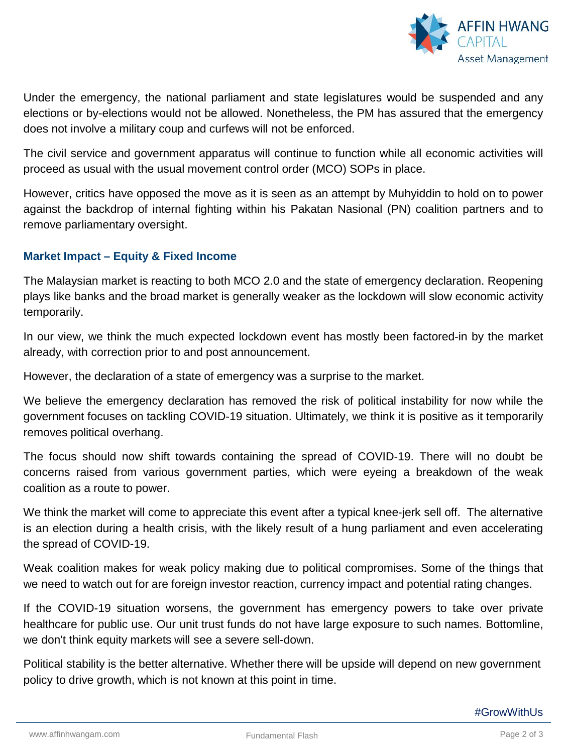Under the emergency, the national parliament and state legislatures would be suspended and any elections or by-elections would not be allowed. Nonetheless, the PM has assured that the emergency does not involve a military coup and curfews will not be enforced.

The civil service and government apparatus will continue to function while all economic activities will proceed as usual with the usual movement control order (MCO) SOPs in place.

However, critics have opposed the move as it is seen as an attempt by Muhyiddin to hold on to power against the backdrop of internal fighting within his Pakatan Nasional (PN) coalition partners and to remove parliamentary oversight.

### Market Impact – Equity & Fixed Income

The Malaysian market is reacting to both MCO 2.0 and the state of emergency declaration. Reopening plays like banks and the broad market is generally weaker as the lockdown will slow economic activity temporarily.

In our view, we think the much expected lockdown event has mostly been factored-in by the market already, with correction prior to and post announcement.

However, the declaration of a state of emergency was a surprise to the market.

We believe the emergency declaration has removed the risk of political instability for now while the government focuses on tackling COVID-19 situation. Ultimately, we think it is positive as it temporarily removes political overhang.

The focus should now shift towards containing the spread of COVID-19. There will no doubt be concerns raised from various government parties, which were eyeing a breakdown of the weak coalition as a route to power.

We think the market will come to appreciate this event after a typical knee-jerk sell off. The alternative is an election during a health crisis, with the likely result of a hung parliament and even accelerating the spread of COVID-19.

Weak coalition makes for weak policy making due to political compromises. Some of the things that we need to watch out for are foreign investor reaction, currency impact and potential rating changes.

If the COVID-19 situation worsens, the government has emergency powers to take over private healthcare for public use. Our unit trust funds do not have large exposure to such names. Bottomline, we don't think equity markets will see a severe sell-down.

Political stability is the better alternative. Whether there will be upside will depend on new government policy to drive growth, which is not known at this point in time.

#GrowWithUs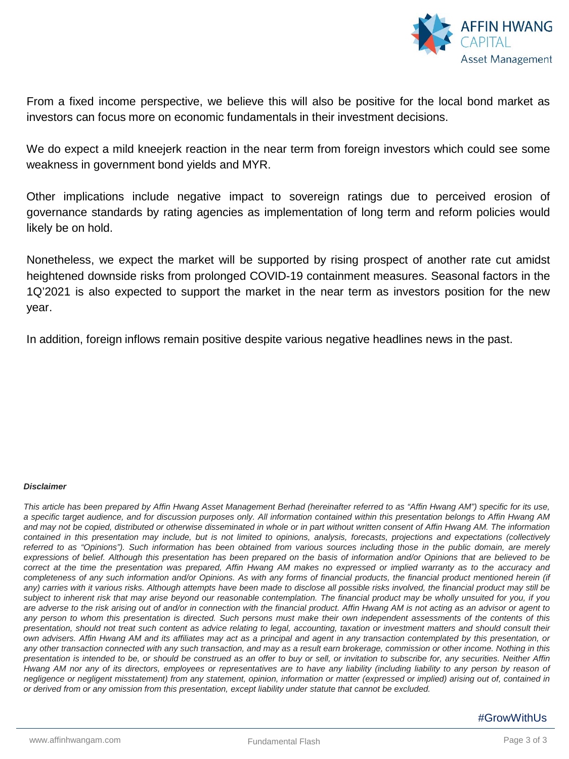From a fixed income perspective, we believe this will also be positive for the local bond market as investors can focus more on economic fundamentals in their investment decisions.

We do expect a mild kneejerk reaction in the near term from foreign investors which could see some weakness in government bond yields and MYR.

Other implications include negative impact to sovereign ratings due to perceived erosion of governance standards by rating agencies as implementation of long term and reform policies would likely be on hold.

Nonetheless, we expect the market will be supported by rising prospect of another rate cut amidst heightened downside risks from prolonged COVID-19 containment measures. Seasonal factors in the 1Q'2021 is also expected to support the market in the near term as investors position for the new year.

In addition, foreign inflows remain positive despite various negative headlines news in the past.

***Disclaimer***

*This article has been prepared by Affin Hwang Asset Management Berhad (hereinafter referred to as "Affin Hwang AM") specific for its use, a specific target audience, and for discussion purposes only. All information contained within this presentation belongs to Affin Hwang AM and may not be copied, distributed or otherwise disseminated in whole or in part without written consent of Affin Hwang AM. The information contained in this presentation may include, but is not limited to opinions, analysis, forecasts, projections and expectations (collectively referred to as "Opinions"). Such information has been obtained from various sources including those in the public domain, are merely expressions of belief. Although this presentation has been prepared on the basis of information and/or Opinions that are believed to be correct at the time the presentation was prepared, Affin Hwang AM makes no expressed or implied warranty as to the accuracy and completeness of any such information and/or Opinions. As with any forms of financial products, the financial product mentioned herein (if any) carries with it various risks. Although attempts have been made to disclose all possible risks involved, the financial product may still be subject to inherent risk that may arise beyond our reasonable contemplation. The financial product may be wholly unsuited for you, if you are adverse to the risk arising out of and/or in connection with the financial product. Affin Hwang AM is not acting as an advisor or agent to any person to whom this presentation is directed. Such persons must make their own independent assessments of the contents of this presentation, should not treat such content as advice relating to legal, accounting, taxation or investment matters and should consult their own advisers. Affin Hwang AM and its affiliates may act as a principal and agent in any transaction contemplated by this presentation, or any other transaction connected with any such transaction, and may as a result earn brokerage, commission or other income. Nothing in this presentation is intended to be, or should be construed as an offer to buy or sell, or invitation to subscribe for, any securities. Neither Affin Hwang AM nor any of its directors, employees or representatives are to have any liability (including liability to any person by reason of negligence or negligent misstatement) from any statement, opinion, information or matter (expressed or implied) arising out of, contained in or derived from or any omission from this presentation, except liability under statute that cannot be excluded.*

#GrowWithUs